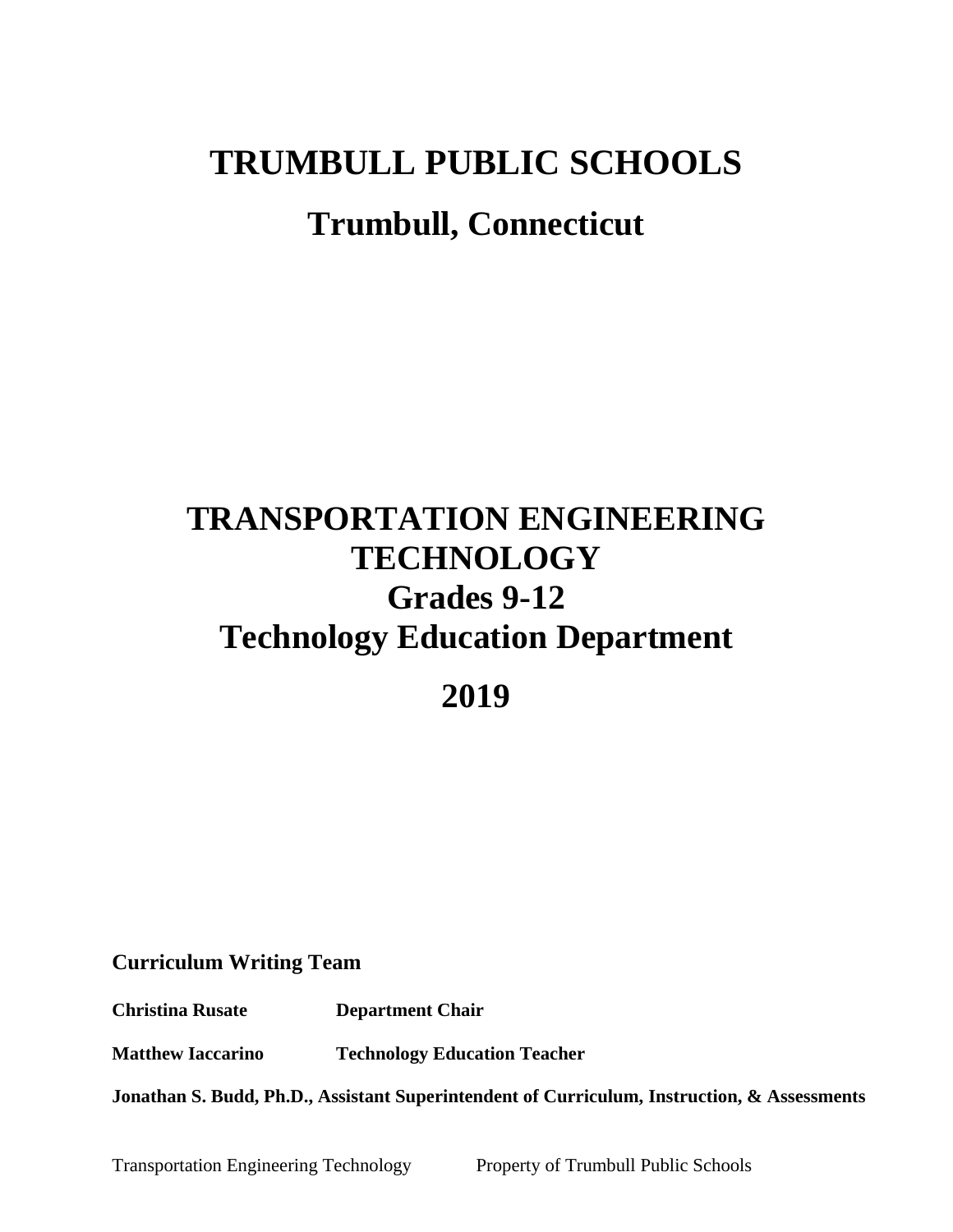# TRUMBULL PUBLIC SCHOOLS

## Trumbull, Connecticut

# TRANSPORTATION ENGINEERING TECHNOLOGY

## Grades 9-12

## Technology Education Department

## 2019

**Curriculum Writing Team**

| | |
|---|---|
| **Christina Rusate** | **Department Chair** |
| **Matthew Iaccarino** | **Technology Education Teacher** |

**Jonathan S. Budd, Ph.D., Assistant Superintendent of Curriculum, Instruction, & Assessments**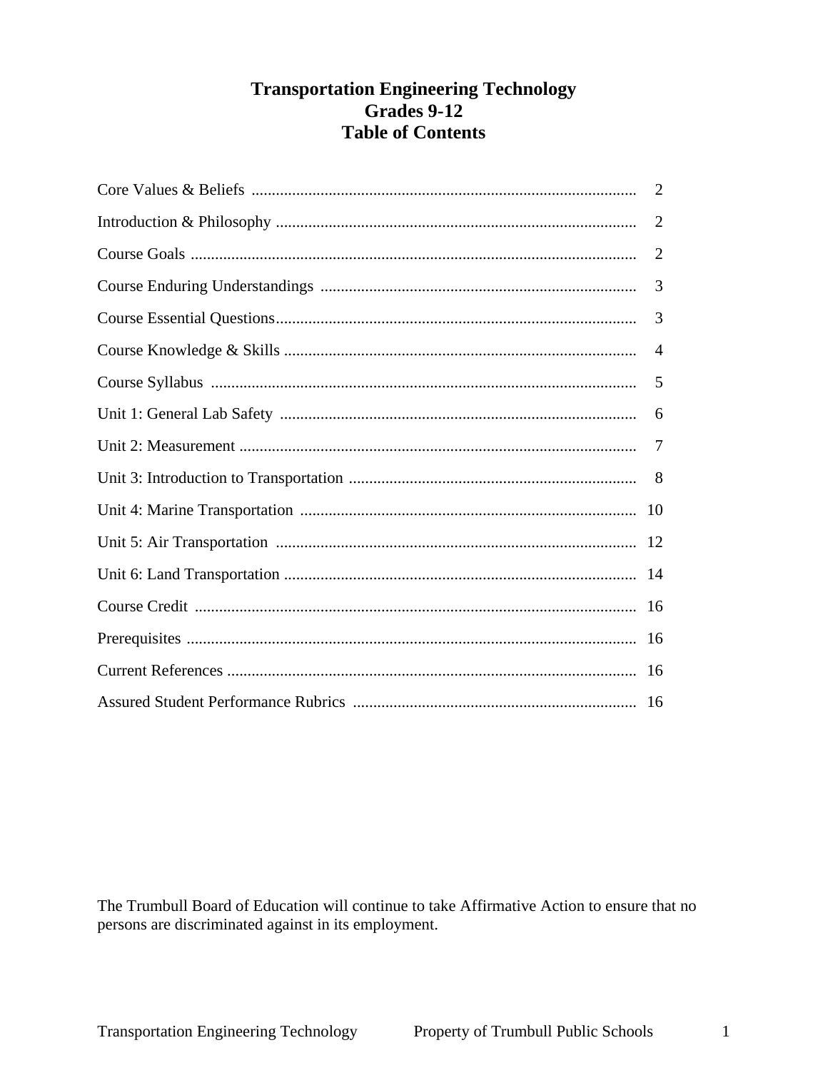# Transportation Engineering Technology
## Grades 9-12
## Table of Contents

| | |
|---|---|
| Core Values & Beliefs | 2 |
| Introduction & Philosophy | 2 |
| Course Goals | 2 |
| Course Enduring Understandings | 3 |
| Course Essential Questions | 3 |
| Course Knowledge & Skills | 4 |
| Course Syllabus | 5 |
| Unit 1: General Lab Safety | 6 |
| Unit 2: Measurement | 7 |
| Unit 3: Introduction to Transportation | 8 |
| Unit 4: Marine Transportation | 10 |
| Unit 5: Air Transportation | 12 |
| Unit 6: Land Transportation | 14 |
| Course Credit | 16 |
| Prerequisites | 16 |
| Current References | 16 |
| Assured Student Performance Rubrics | 16 |

The Trumbull Board of Education will continue to take Affirmative Action to ensure that no persons are discriminated against in its employment.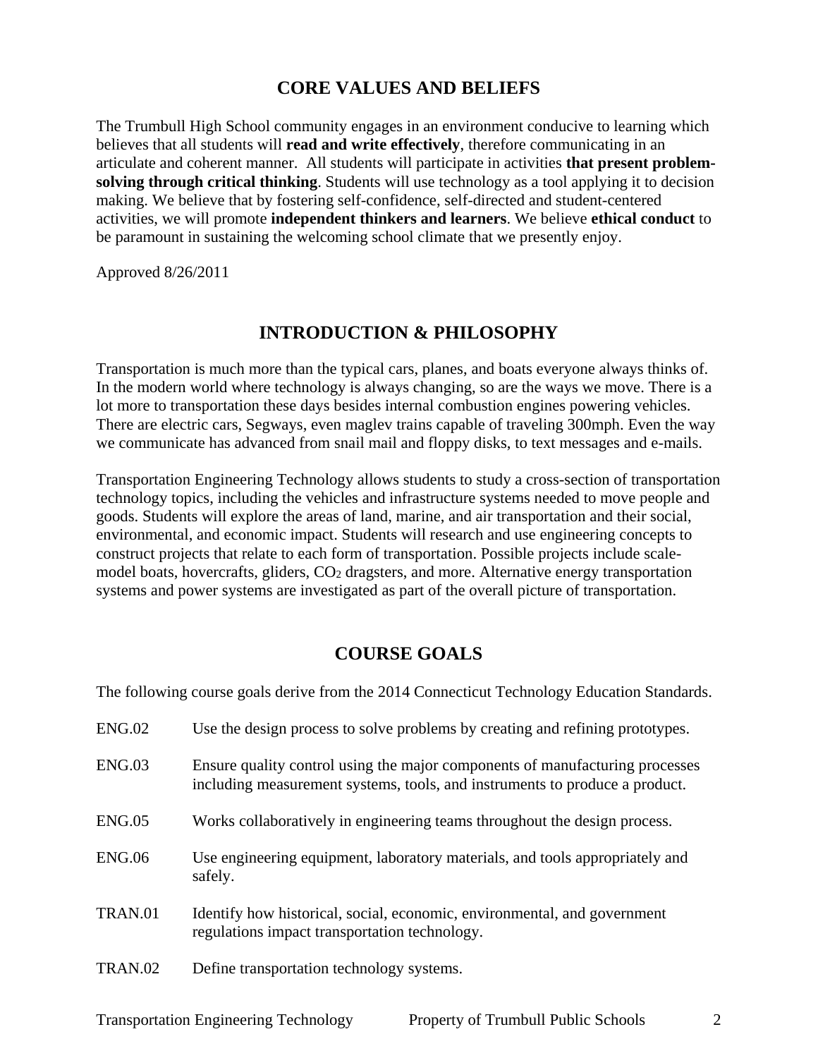## CORE VALUES AND BELIEFS

The Trumbull High School community engages in an environment conducive to learning which believes that all students will **read and write effectively**, therefore communicating in an articulate and coherent manner. All students will participate in activities **that present problem-solving through critical thinking**. Students will use technology as a tool applying it to decision making. We believe that by fostering self-confidence, self-directed and student-centered activities, we will promote **independent thinkers and learners**. We believe **ethical conduct** to be paramount in sustaining the welcoming school climate that we presently enjoy.

Approved 8/26/2011

## INTRODUCTION & PHILOSOPHY

Transportation is much more than the typical cars, planes, and boats everyone always thinks of. In the modern world where technology is always changing, so are the ways we move. There is a lot more to transportation these days besides internal combustion engines powering vehicles. There are electric cars, Segways, even maglev trains capable of traveling 300mph. Even the way we communicate has advanced from snail mail and floppy disks, to text messages and e-mails.

Transportation Engineering Technology allows students to study a cross-section of transportation technology topics, including the vehicles and infrastructure systems needed to move people and goods. Students will explore the areas of land, marine, and air transportation and their social, environmental, and economic impact. Students will research and use engineering concepts to construct projects that relate to each form of transportation. Possible projects include scale-model boats, hovercrafts, gliders, $CO_2$ dragsters, and more. Alternative energy transportation systems and power systems are investigated as part of the overall picture of transportation.

## COURSE GOALS

The following course goals derive from the 2014 Connecticut Technology Education Standards.

| | |
|---|---|
| ENG.02 | Use the design process to solve problems by creating and refining prototypes. |
| ENG.03 | Ensure quality control using the major components of manufacturing processes including measurement systems, tools, and instruments to produce a product. |
| ENG.05 | Works collaboratively in engineering teams throughout the design process. |
| ENG.06 | Use engineering equipment, laboratory materials, and tools appropriately and safely. |
| TRAN.01 | Identify how historical, social, economic, environmental, and government regulations impact transportation technology. |
| TRAN.02 | Define transportation technology systems. |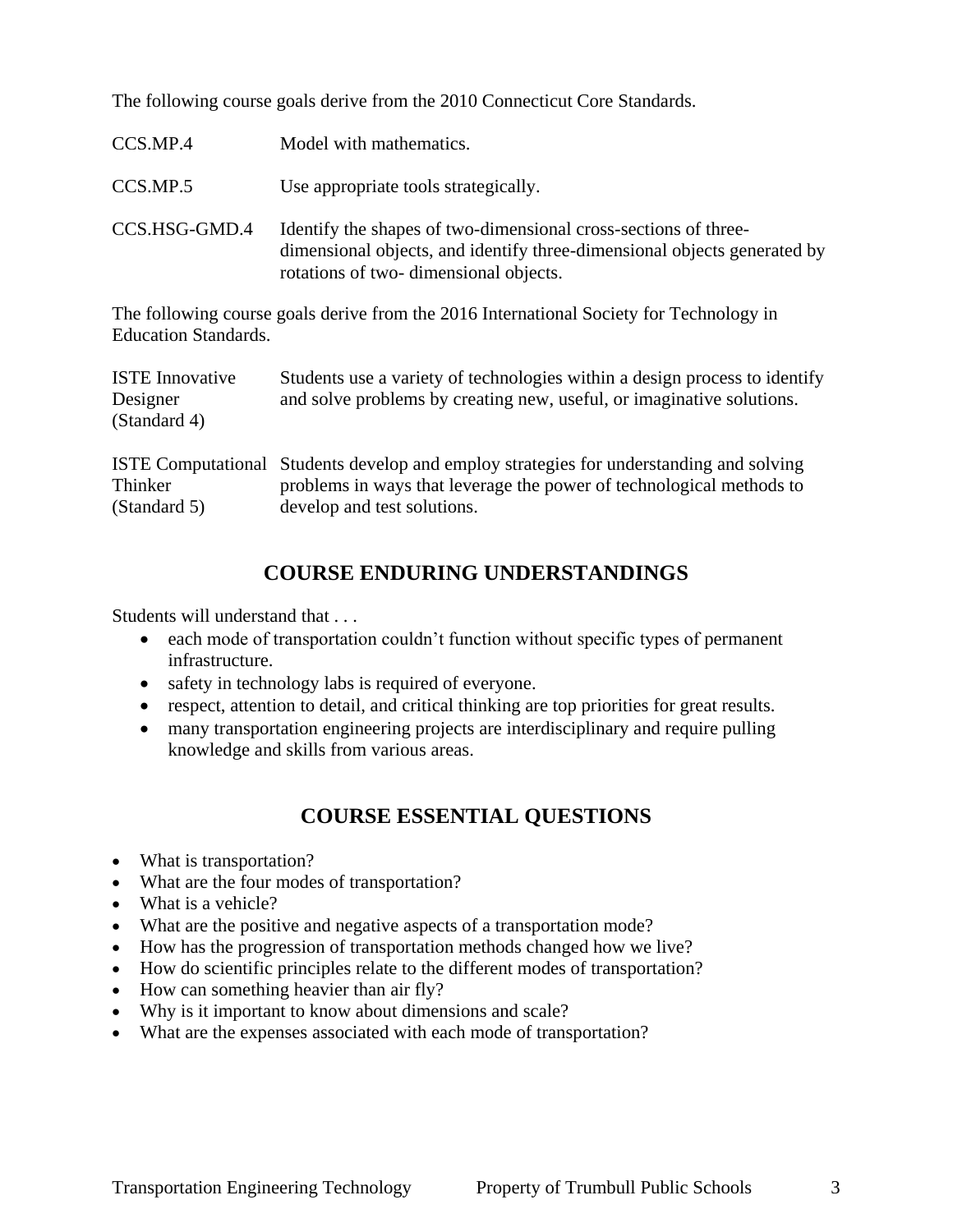The following course goals derive from the 2010 Connecticut Core Standards.

| | |
|---|---|
| CCS.MP.4 | Model with mathematics. |
| CCS.MP.5 | Use appropriate tools strategically. |
| CCS.HSG-GMD.4 | Identify the shapes of two-dimensional cross-sections of three-dimensional objects, and identify three-dimensional objects generated by rotations of two- dimensional objects. |

The following course goals derive from the 2016 International Society for Technology in Education Standards.

| | |
|---|---|
| ISTE Innovative Designer (Standard 4) | Students use a variety of technologies within a design process to identify and solve problems by creating new, useful, or imaginative solutions. |
| ISTE Computational Thinker (Standard 5) | Students develop and employ strategies for understanding and solving problems in ways that leverage the power of technological methods to develop and test solutions. |

## COURSE ENDURING UNDERSTANDINGS

Students will understand that . . .

- each mode of transportation couldn't function without specific types of permanent infrastructure.
- safety in technology labs is required of everyone.
- respect, attention to detail, and critical thinking are top priorities for great results.
- many transportation engineering projects are interdisciplinary and require pulling knowledge and skills from various areas.

## COURSE ESSENTIAL QUESTIONS

- What is transportation?
- What are the four modes of transportation?
- What is a vehicle?
- What are the positive and negative aspects of a transportation mode?
- How has the progression of transportation methods changed how we live?
- How do scientific principles relate to the different modes of transportation?
- How can something heavier than air fly?
- Why is it important to know about dimensions and scale?
- What are the expenses associated with each mode of transportation?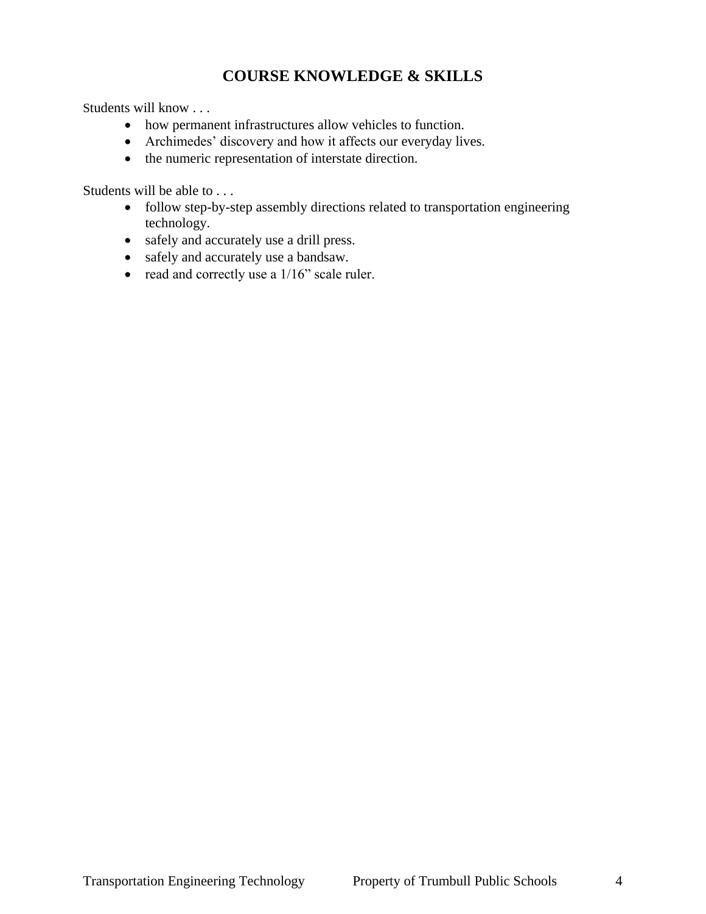# COURSE KNOWLEDGE & SKILLS

Students will know . . .

- how permanent infrastructures allow vehicles to function.
- Archimedes' discovery and how it affects our everyday lives.
- the numeric representation of interstate direction.

Students will be able to . . .

- follow step-by-step assembly directions related to transportation engineering technology.
- safely and accurately use a drill press.
- safely and accurately use a bandsaw.
- read and correctly use a 1/16" scale ruler.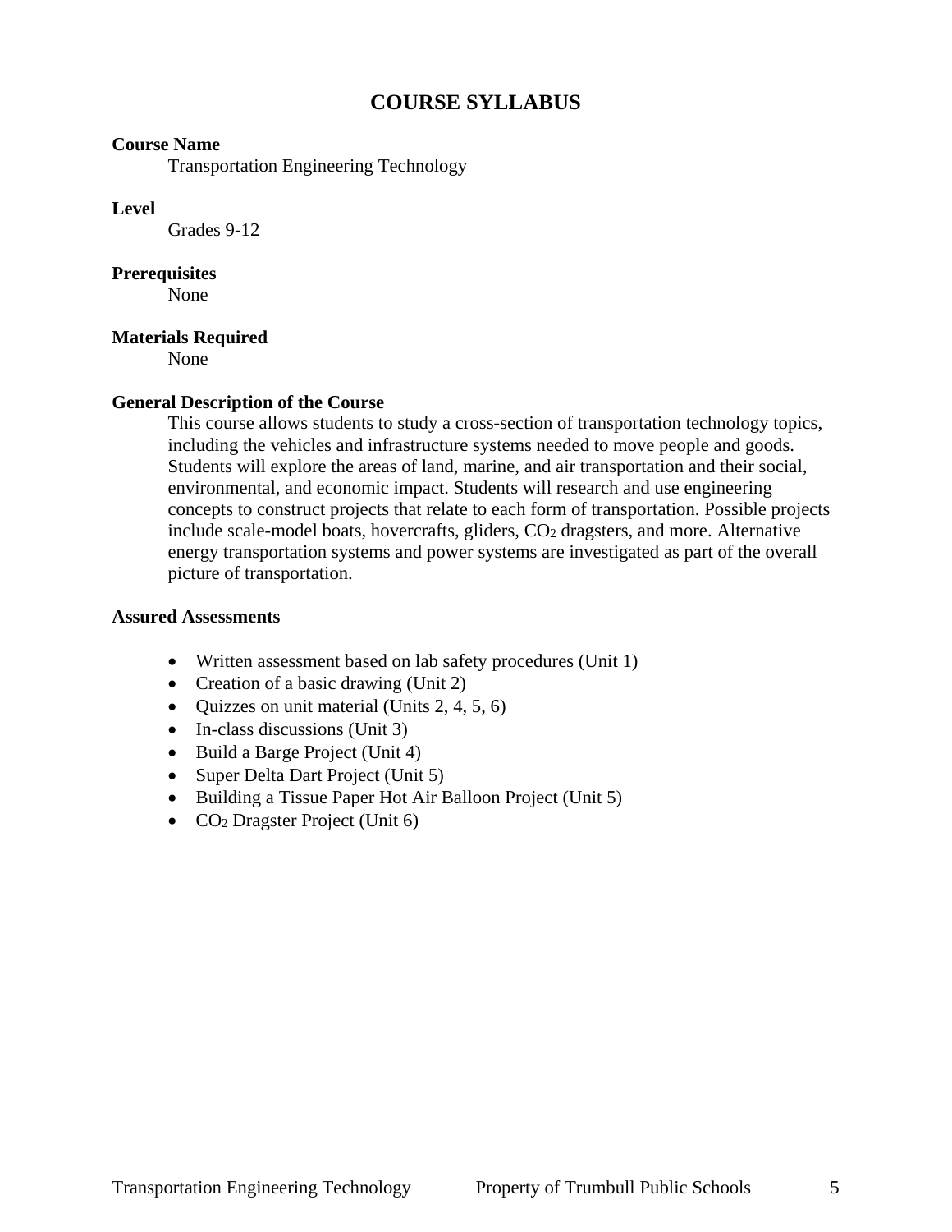# COURSE SYLLABUS

**Course Name**

Transportation Engineering Technology

**Level**

Grades 9-12

**Prerequisites**

None

**Materials Required**

None

**General Description of the Course**

This course allows students to study a cross-section of transportation technology topics, including the vehicles and infrastructure systems needed to move people and goods. Students will explore the areas of land, marine, and air transportation and their social, environmental, and economic impact. Students will research and use engineering concepts to construct projects that relate to each form of transportation. Possible projects include scale-model boats, hovercrafts, gliders, $CO_2$ dragsters, and more. Alternative energy transportation systems and power systems are investigated as part of the overall picture of transportation.

**Assured Assessments**

- Written assessment based on lab safety procedures (Unit 1)
- Creation of a basic drawing (Unit 2)
- Quizzes on unit material (Units 2, 4, 5, 6)
- In-class discussions (Unit 3)
- Build a Barge Project (Unit 4)
- Super Delta Dart Project (Unit 5)
- Building a Tissue Paper Hot Air Balloon Project (Unit 5)
- $CO_2$ Dragster Project (Unit 6)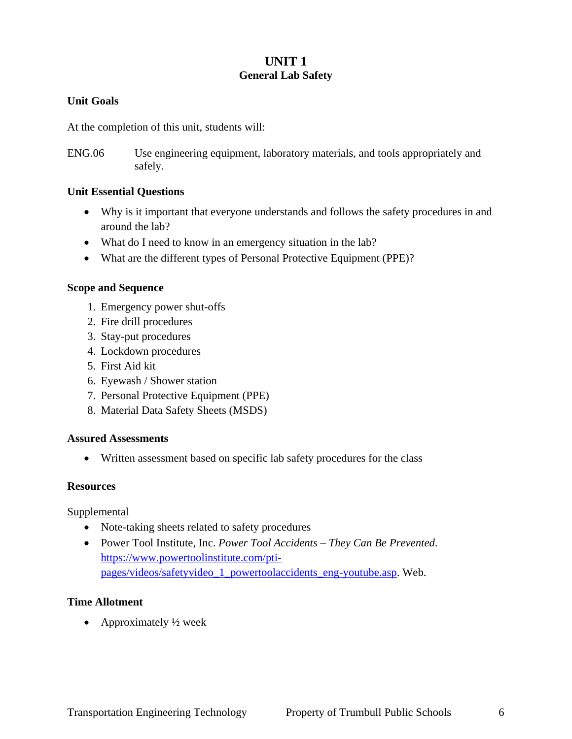# UNIT 1
## General Lab Safety

### Unit Goals

At the completion of this unit, students will:

ENG.06 Use engineering equipment, laboratory materials, and tools appropriately and safely.

### Unit Essential Questions

- Why is it important that everyone understands and follows the safety procedures in and around the lab?
- What do I need to know in an emergency situation in the lab?
- What are the different types of Personal Protective Equipment (PPE)?

### Scope and Sequence

1. Emergency power shut-offs
2. Fire drill procedures
3. Stay-put procedures
4. Lockdown procedures
5. First Aid kit
6. Eyewash / Shower station
7. Personal Protective Equipment (PPE)
8. Material Data Safety Sheets (MSDS)

### Assured Assessments

- Written assessment based on specific lab safety procedures for the class

### Resources

Supplemental

- Note-taking sheets related to safety procedures
- Power Tool Institute, Inc. *Power Tool Accidents – They Can Be Prevented*. https://www.powertoolinstitute.com/pti-pages/videos/safetyvideo_1_powertoolaccidents_eng-youtube.asp. Web.

### Time Allotment

- Approximately ½ week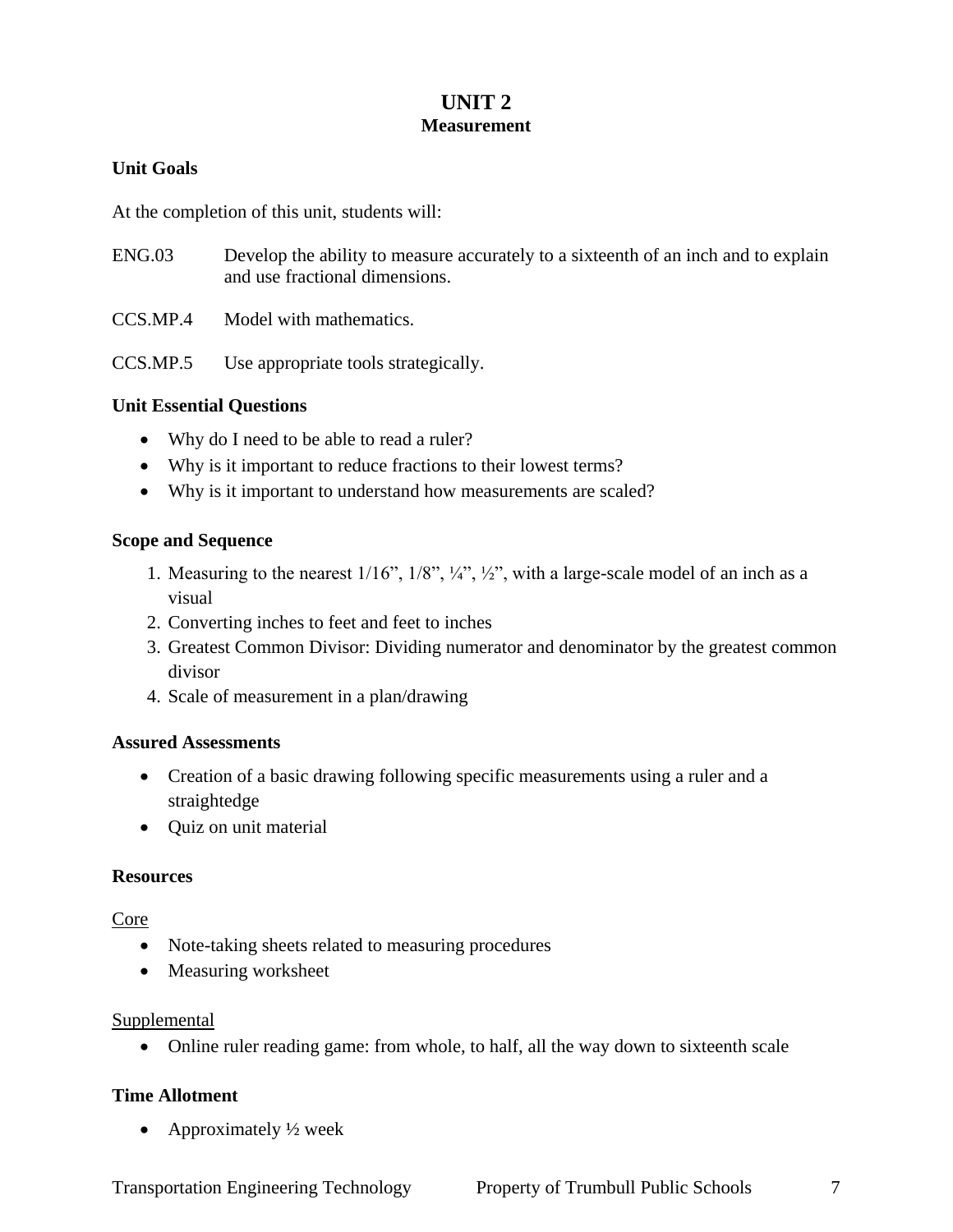# UNIT 2
## Measurement

### Unit Goals

At the completion of this unit, students will:

ENG.03 Develop the ability to measure accurately to a sixteenth of an inch and to explain and use fractional dimensions.

CCS.MP.4 Model with mathematics.

CCS.MP.5 Use appropriate tools strategically.

### Unit Essential Questions

- Why do I need to be able to read a ruler?
- Why is it important to reduce fractions to their lowest terms?
- Why is it important to understand how measurements are scaled?

### Scope and Sequence

1. Measuring to the nearest 1/16", 1/8", ¼", ½", with a large-scale model of an inch as a visual
2. Converting inches to feet and feet to inches
3. Greatest Common Divisor: Dividing numerator and denominator by the greatest common divisor
4. Scale of measurement in a plan/drawing

### Assured Assessments

- Creation of a basic drawing following specific measurements using a ruler and a straightedge
- Quiz on unit material

### Resources

<u>Core</u>

- Note-taking sheets related to measuring procedures
- Measuring worksheet

<u>Supplemental</u>

- Online ruler reading game: from whole, to half, all the way down to sixteenth scale

### Time Allotment

- Approximately ½ week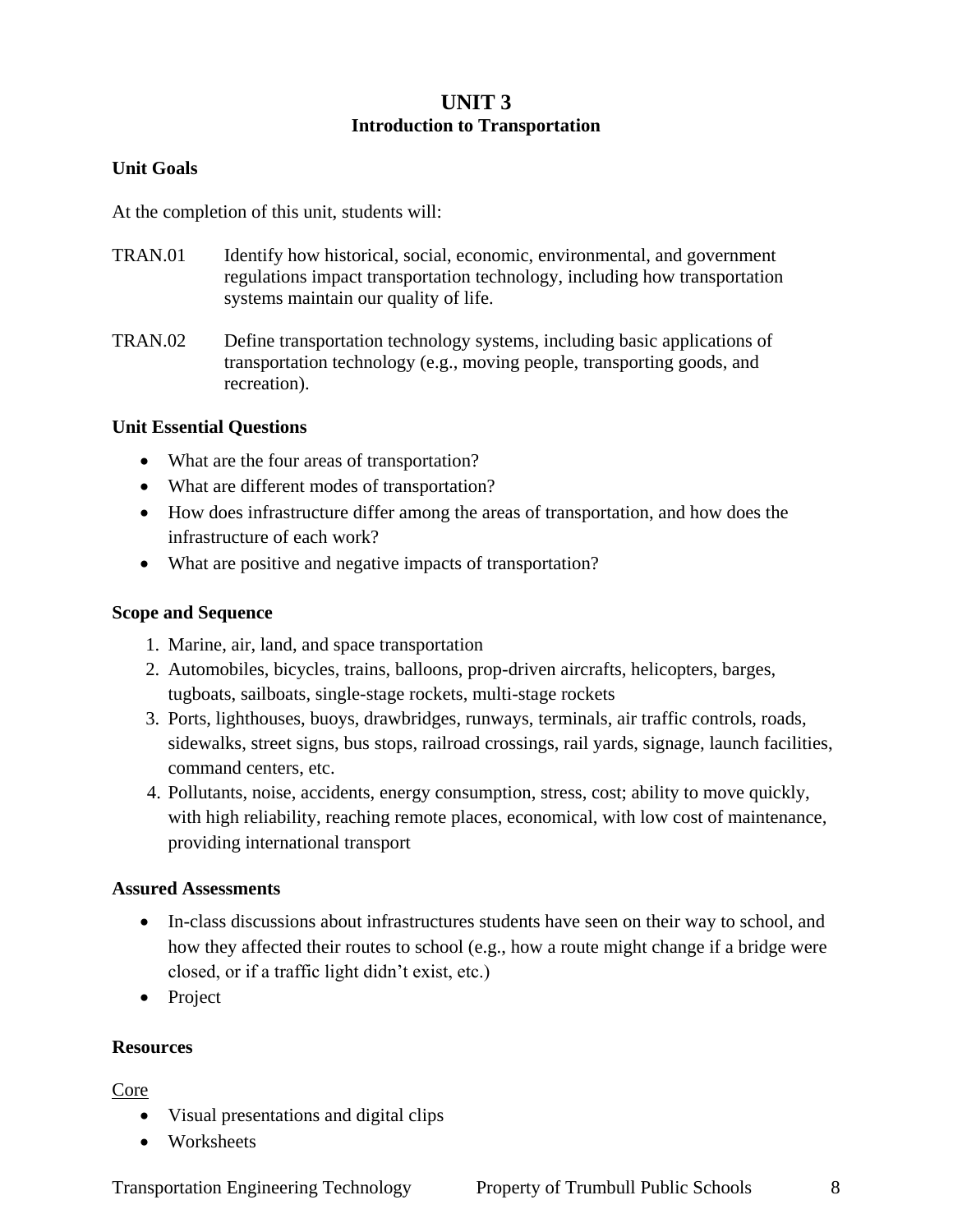# UNIT 3
## Introduction to Transportation

**Unit Goals**

At the completion of this unit, students will:

TRAN.01 Identify how historical, social, economic, environmental, and government regulations impact transportation technology, including how transportation systems maintain our quality of life.

TRAN.02 Define transportation technology systems, including basic applications of transportation technology (e.g., moving people, transporting goods, and recreation).

**Unit Essential Questions**

- What are the four areas of transportation?
- What are different modes of transportation?
- How does infrastructure differ among the areas of transportation, and how does the infrastructure of each work?
- What are positive and negative impacts of transportation?

**Scope and Sequence**

1. Marine, air, land, and space transportation
2. Automobiles, bicycles, trains, balloons, prop-driven aircrafts, helicopters, barges, tugboats, sailboats, single-stage rockets, multi-stage rockets
3. Ports, lighthouses, buoys, drawbridges, runways, terminals, air traffic controls, roads, sidewalks, street signs, bus stops, railroad crossings, rail yards, signage, launch facilities, command centers, etc.
4. Pollutants, noise, accidents, energy consumption, stress, cost; ability to move quickly, with high reliability, reaching remote places, economical, with low cost of maintenance, providing international transport

**Assured Assessments**

- In-class discussions about infrastructures students have seen on their way to school, and how they affected their routes to school (e.g., how a route might change if a bridge were closed, or if a traffic light didn't exist, etc.)
- Project

**Resources**

<u>Core</u>

- Visual presentations and digital clips
- Worksheets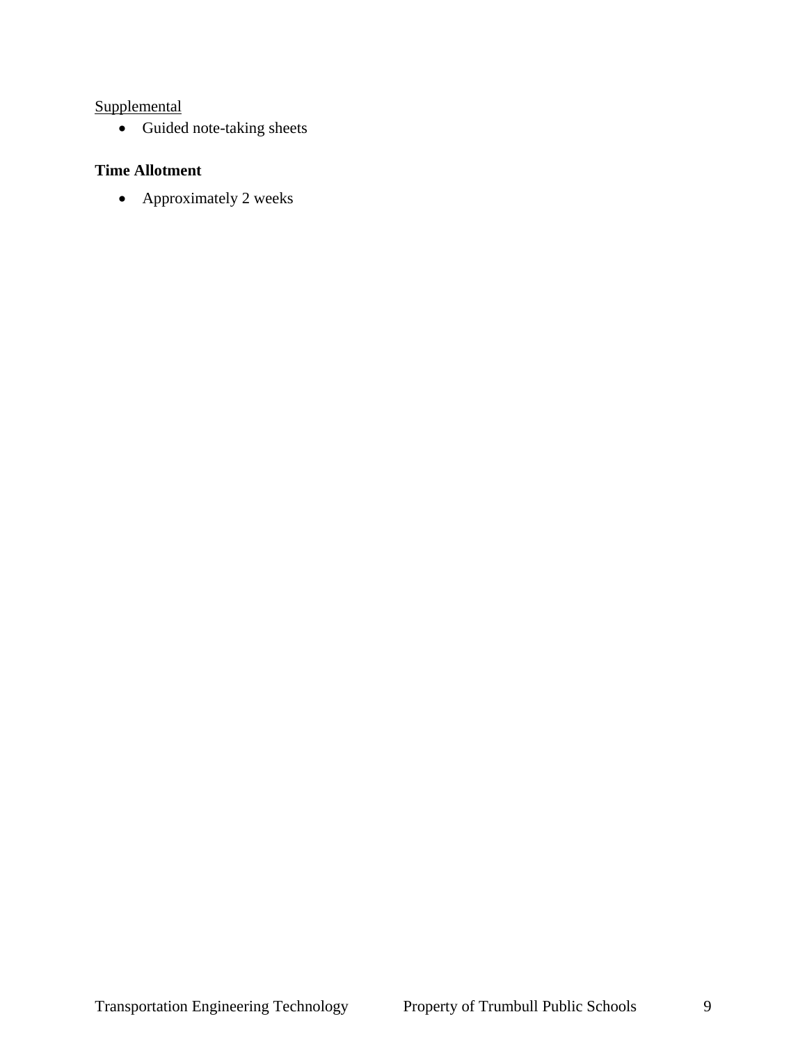<u>Supplemental</u>

- Guided note-taking sheets

**Time Allotment**

- Approximately 2 weeks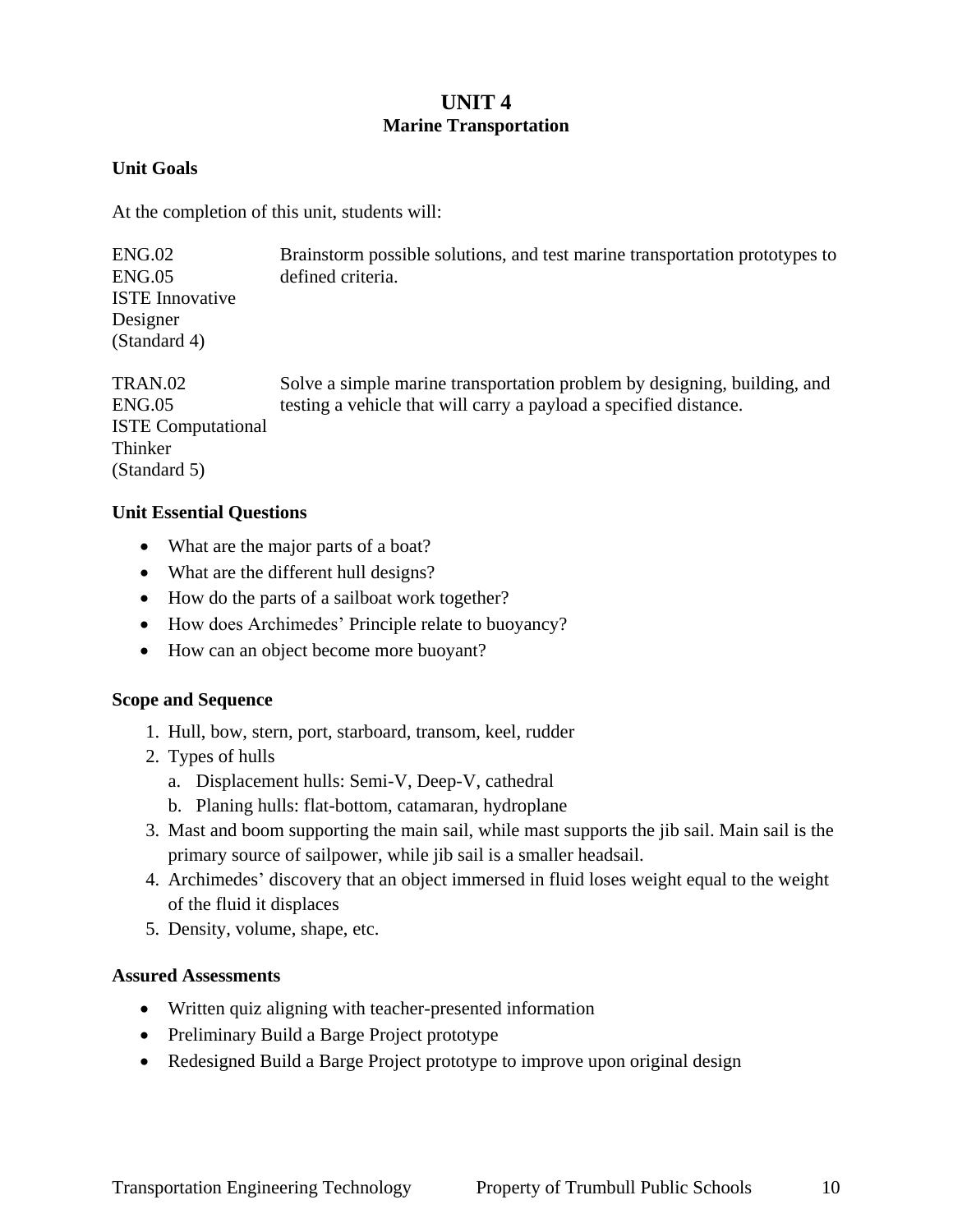# UNIT 4
## Marine Transportation

### Unit Goals

At the completion of this unit, students will:

| Standards | Goal |
|---|---|
| ENG.02<br>ENG.05<br>ISTE Innovative Designer (Standard 4) | Brainstorm possible solutions, and test marine transportation prototypes to defined criteria. |
| TRAN.02<br>ENG.05<br>ISTE Computational Thinker (Standard 5) | Solve a simple marine transportation problem by designing, building, and testing a vehicle that will carry a payload a specified distance. |

### Unit Essential Questions

- What are the major parts of a boat?
- What are the different hull designs?
- How do the parts of a sailboat work together?
- How does Archimedes' Principle relate to buoyancy?
- How can an object become more buoyant?

### Scope and Sequence

1. Hull, bow, stern, port, starboard, transom, keel, rudder
2. Types of hulls
   a. Displacement hulls: Semi-V, Deep-V, cathedral
   b. Planing hulls: flat-bottom, catamaran, hydroplane
3. Mast and boom supporting the main sail, while mast supports the jib sail. Main sail is the primary source of sailpower, while jib sail is a smaller headsail.
4. Archimedes' discovery that an object immersed in fluid loses weight equal to the weight of the fluid it displaces
5. Density, volume, shape, etc.

### Assured Assessments

- Written quiz aligning with teacher-presented information
- Preliminary Build a Barge Project prototype
- Redesigned Build a Barge Project prototype to improve upon original design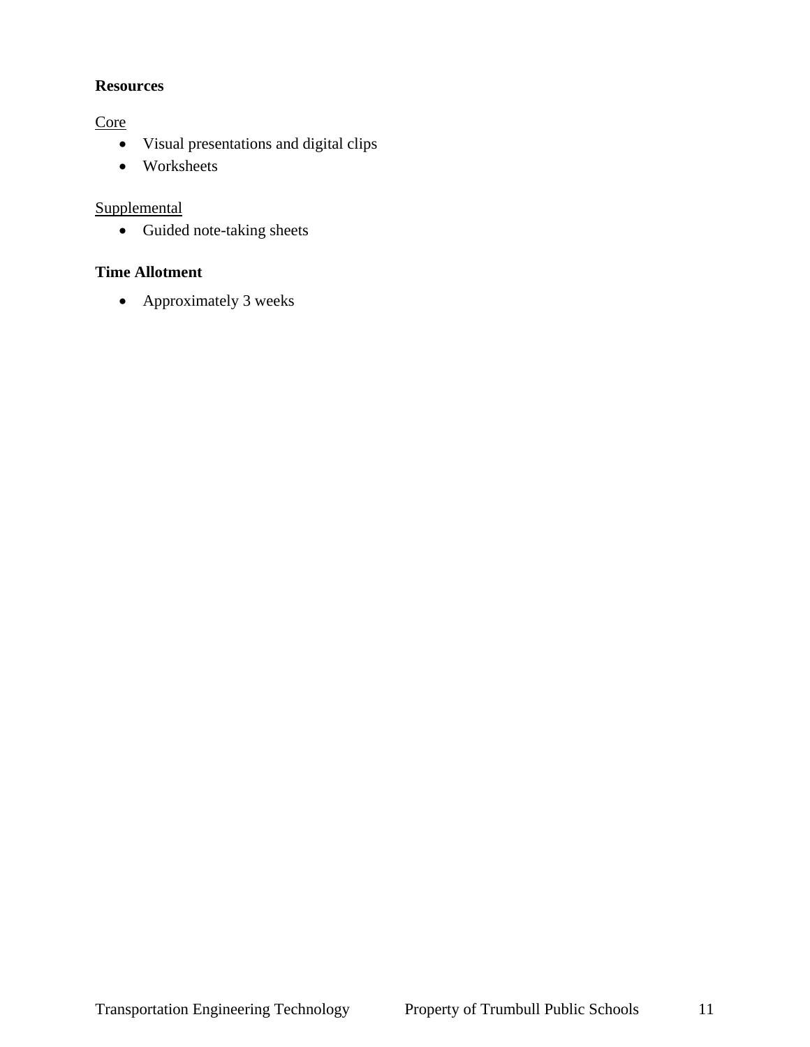**Resources**

Core

- Visual presentations and digital clips
- Worksheets

Supplemental

- Guided note-taking sheets

**Time Allotment**

- Approximately 3 weeks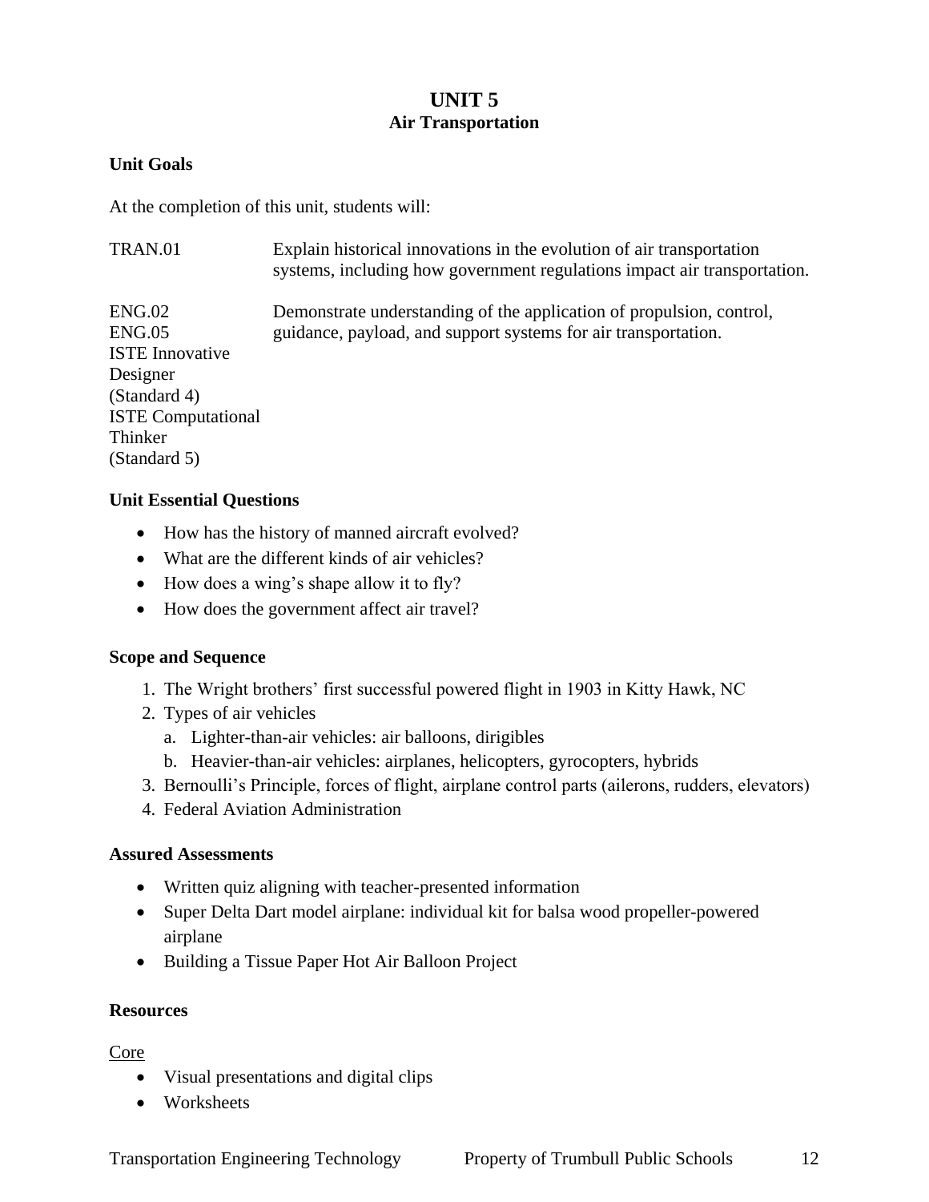# UNIT 5
## Air Transportation

**Unit Goals**

At the completion of this unit, students will:

| | |
|---|---|
| TRAN.01 | Explain historical innovations in the evolution of air transportation systems, including how government regulations impact air transportation. |
| ENG.02<br>ENG.05<br>ISTE Innovative Designer (Standard 4)<br>ISTE Computational Thinker (Standard 5) | Demonstrate understanding of the application of propulsion, control, guidance, payload, and support systems for air transportation. |

**Unit Essential Questions**

- How has the history of manned aircraft evolved?
- What are the different kinds of air vehicles?
- How does a wing's shape allow it to fly?
- How does the government affect air travel?

**Scope and Sequence**

1. The Wright brothers' first successful powered flight in 1903 in Kitty Hawk, NC
2. Types of air vehicles
   a. Lighter-than-air vehicles: air balloons, dirigibles
   b. Heavier-than-air vehicles: airplanes, helicopters, gyrocopters, hybrids
3. Bernoulli's Principle, forces of flight, airplane control parts (ailerons, rudders, elevators)
4. Federal Aviation Administration

**Assured Assessments**

- Written quiz aligning with teacher-presented information
- Super Delta Dart model airplane: individual kit for balsa wood propeller-powered airplane
- Building a Tissue Paper Hot Air Balloon Project

**Resources**

Core

- Visual presentations and digital clips
- Worksheets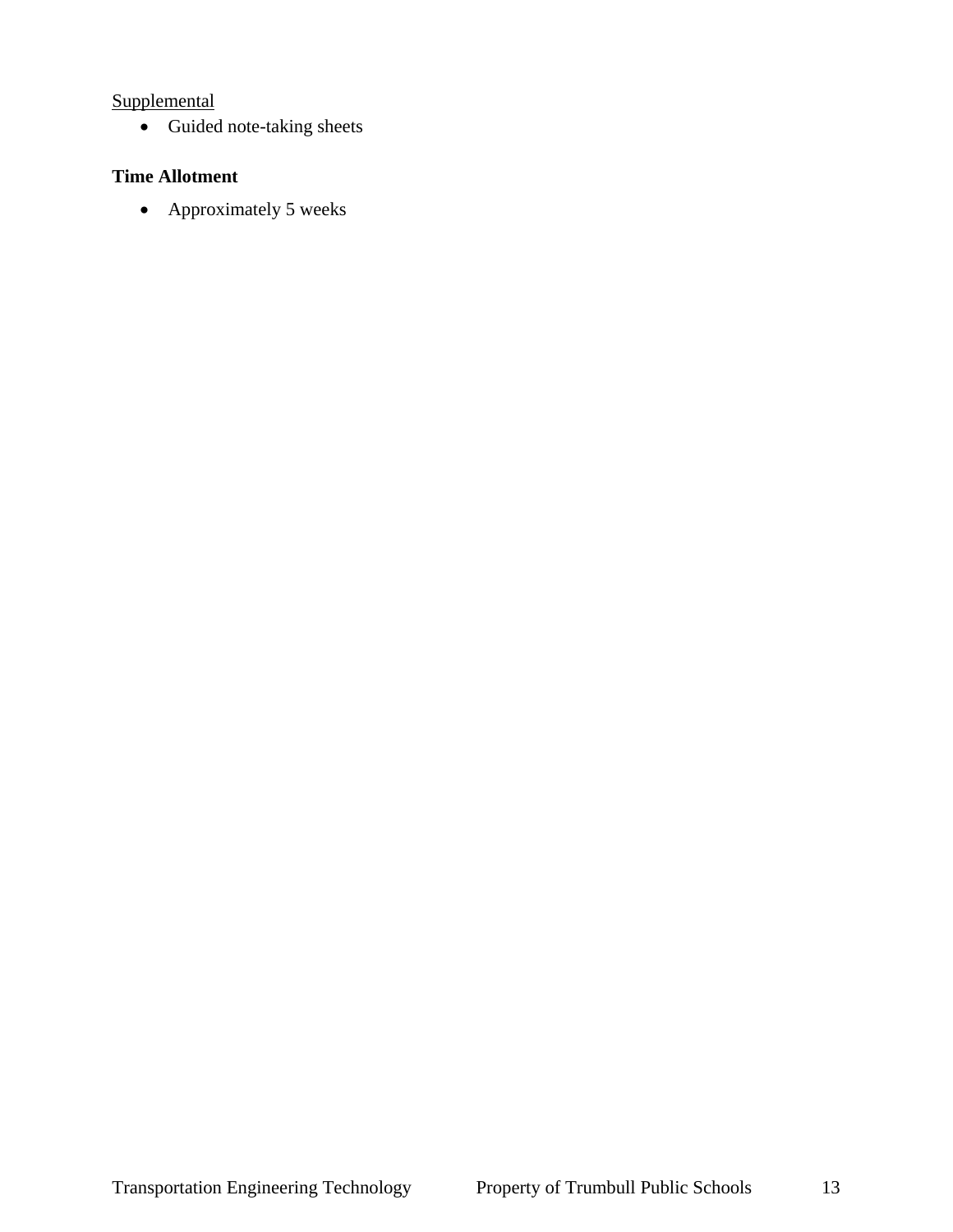<u>Supplemental</u>

- Guided note-taking sheets

**Time Allotment**

- Approximately 5 weeks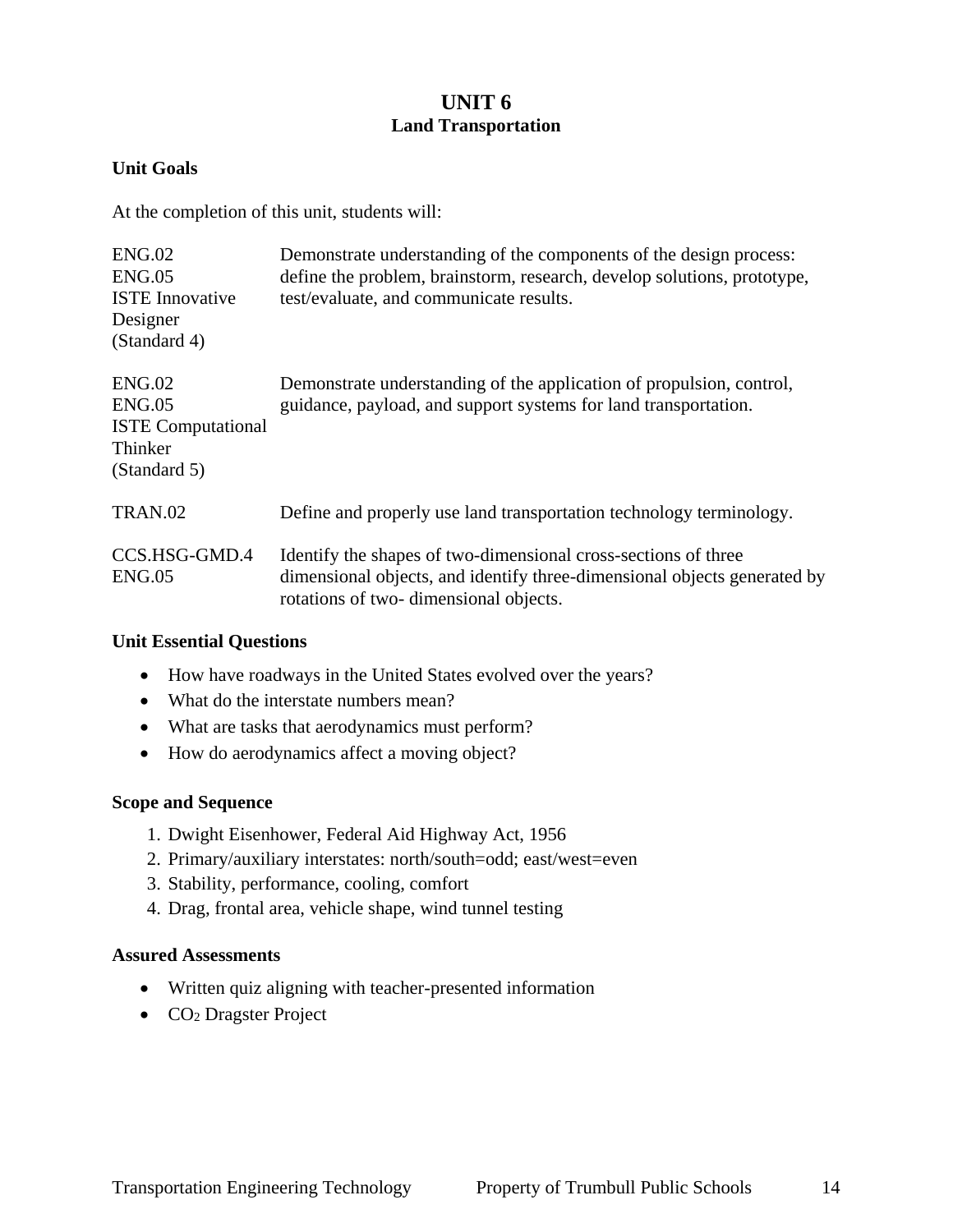# UNIT 6
## Land Transportation

**Unit Goals**

At the completion of this unit, students will:

| | |
|---|---|
| ENG.02 ENG.05 ISTE Innovative Designer (Standard 4) | Demonstrate understanding of the components of the design process: define the problem, brainstorm, research, develop solutions, prototype, test/evaluate, and communicate results. |
| ENG.02 ENG.05 ISTE Computational Thinker (Standard 5) | Demonstrate understanding of the application of propulsion, control, guidance, payload, and support systems for land transportation. |
| TRAN.02 | Define and properly use land transportation technology terminology. |
| CCS.HSG-GMD.4 ENG.05 | Identify the shapes of two-dimensional cross-sections of three dimensional objects, and identify three-dimensional objects generated by rotations of two- dimensional objects. |

**Unit Essential Questions**

- How have roadways in the United States evolved over the years?
- What do the interstate numbers mean?
- What are tasks that aerodynamics must perform?
- How do aerodynamics affect a moving object?

**Scope and Sequence**

1. Dwight Eisenhower, Federal Aid Highway Act, 1956
2. Primary/auxiliary interstates: north/south=odd; east/west=even
3. Stability, performance, cooling, comfort
4. Drag, frontal area, vehicle shape, wind tunnel testing

**Assured Assessments**

- Written quiz aligning with teacher-presented information
- $CO_2$ Dragster Project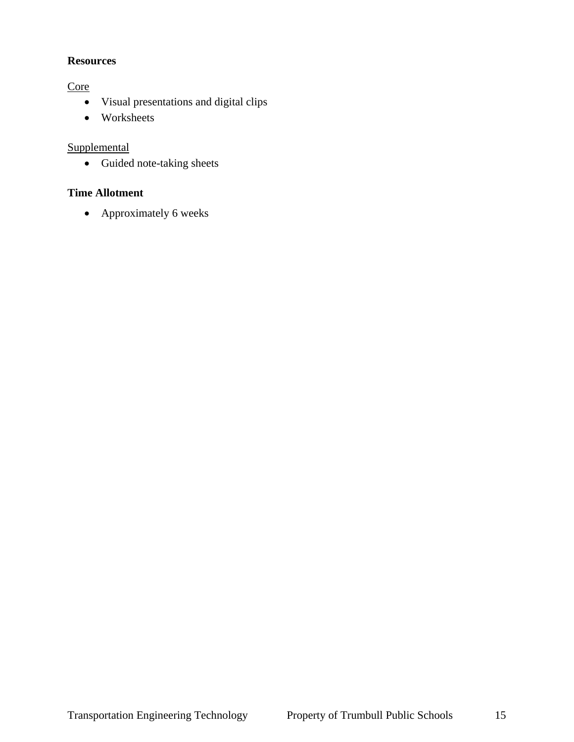**Resources**

<u>Core</u>

- Visual presentations and digital clips
- Worksheets

<u>Supplemental</u>

- Guided note-taking sheets

**Time Allotment**

- Approximately 6 weeks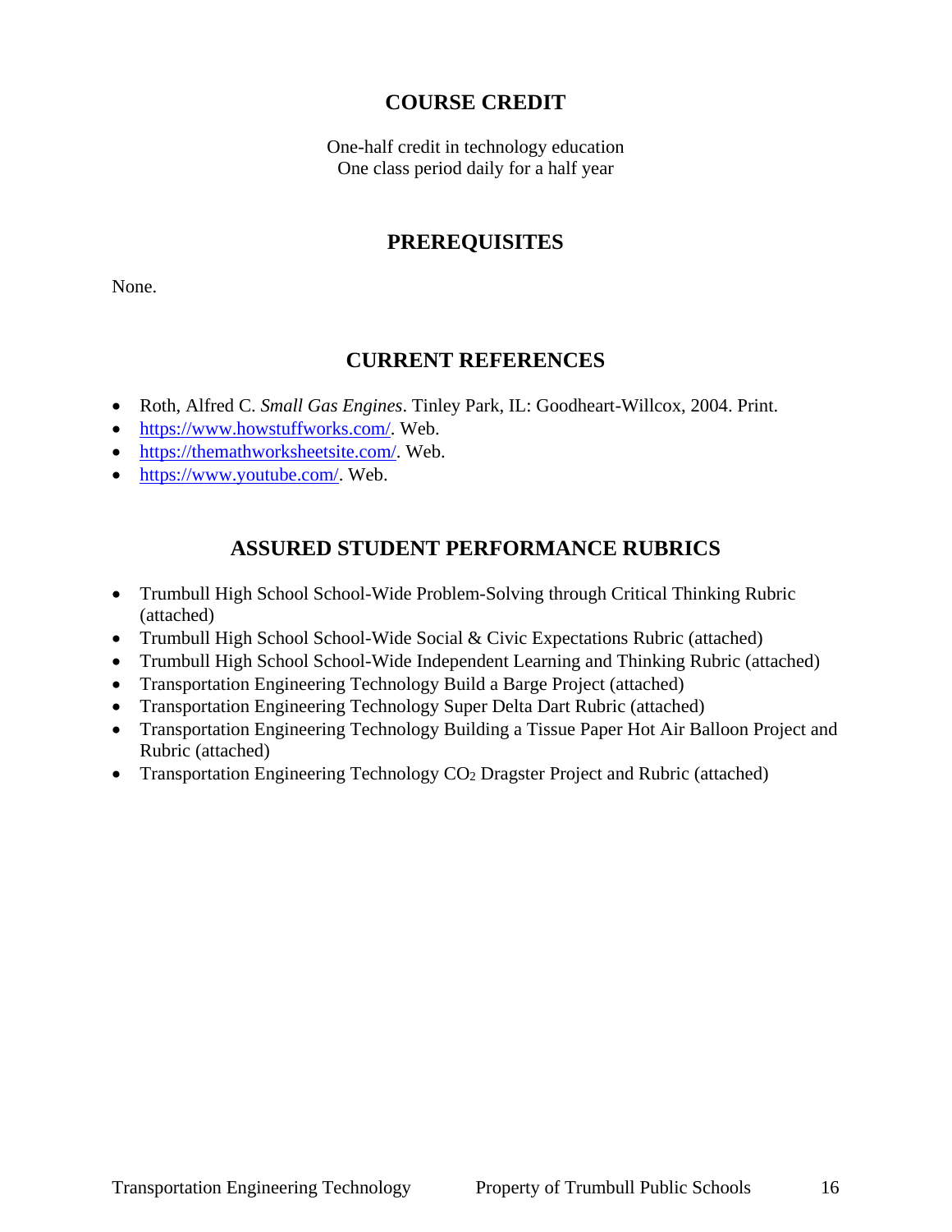## COURSE CREDIT

One-half credit in technology education
One class period daily for a half year

## PREREQUISITES

None.

## CURRENT REFERENCES

- Roth, Alfred C. *Small Gas Engines*. Tinley Park, IL: Goodheart-Willcox, 2004. Print.
- https://www.howstuffworks.com/. Web.
- https://themathworksheetsite.com/. Web.
- https://www.youtube.com/. Web.

## ASSURED STUDENT PERFORMANCE RUBRICS

- Trumbull High School School-Wide Problem-Solving through Critical Thinking Rubric (attached)
- Trumbull High School School-Wide Social & Civic Expectations Rubric (attached)
- Trumbull High School School-Wide Independent Learning and Thinking Rubric (attached)
- Transportation Engineering Technology Build a Barge Project (attached)
- Transportation Engineering Technology Super Delta Dart Rubric (attached)
- Transportation Engineering Technology Building a Tissue Paper Hot Air Balloon Project and Rubric (attached)
- Transportation Engineering Technology $CO_2$ Dragster Project and Rubric (attached)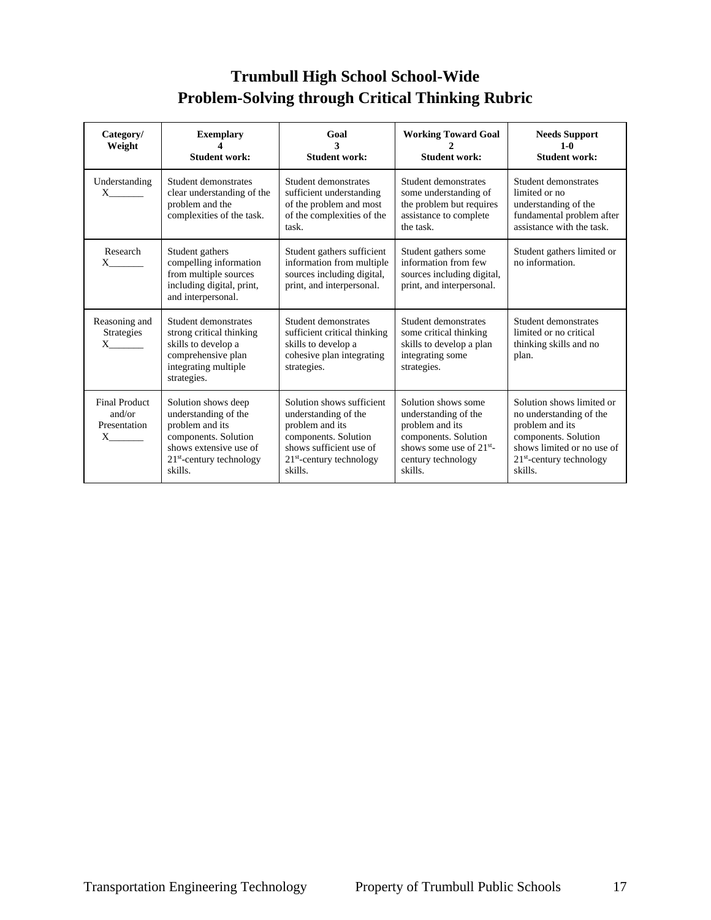# Trumbull High School School-Wide Problem-Solving through Critical Thinking Rubric

| Category/ Weight | Exemplary 4 Student work: | Goal 3 Student work: | Working Toward Goal 2 Student work: | Needs Support 1-0 Student work: |
|---|---|---|---|---|
| Understanding X_______ | Student demonstrates clear understanding of the problem and the complexities of the task. | Student demonstrates sufficient understanding of the problem and most of the complexities of the task. | Student demonstrates some understanding of the problem but requires assistance to complete the task. | Student demonstrates limited or no understanding of the fundamental problem after assistance with the task. |
| Research X_______ | Student gathers compelling information from multiple sources including digital, print, and interpersonal. | Student gathers sufficient information from multiple sources including digital, print, and interpersonal. | Student gathers some information from few sources including digital, print, and interpersonal. | Student gathers limited or no information. |
| Reasoning and Strategies X_______ | Student demonstrates strong critical thinking skills to develop a comprehensive plan integrating multiple strategies. | Student demonstrates sufficient critical thinking skills to develop a cohesive plan integrating strategies. | Student demonstrates some critical thinking skills to develop a plan integrating some strategies. | Student demonstrates limited or no critical thinking skills and no plan. |
| Final Product and/or Presentation X_______ | Solution shows deep understanding of the problem and its components. Solution shows extensive use of 21st-century technology skills. | Solution shows sufficient understanding of the problem and its components. Solution shows sufficient use of 21st-century technology skills. | Solution shows some understanding of the problem and its components. Solution shows some use of 21st-century technology skills. | Solution shows limited or no understanding of the problem and its components. Solution shows limited or no use of 21st-century technology skills. |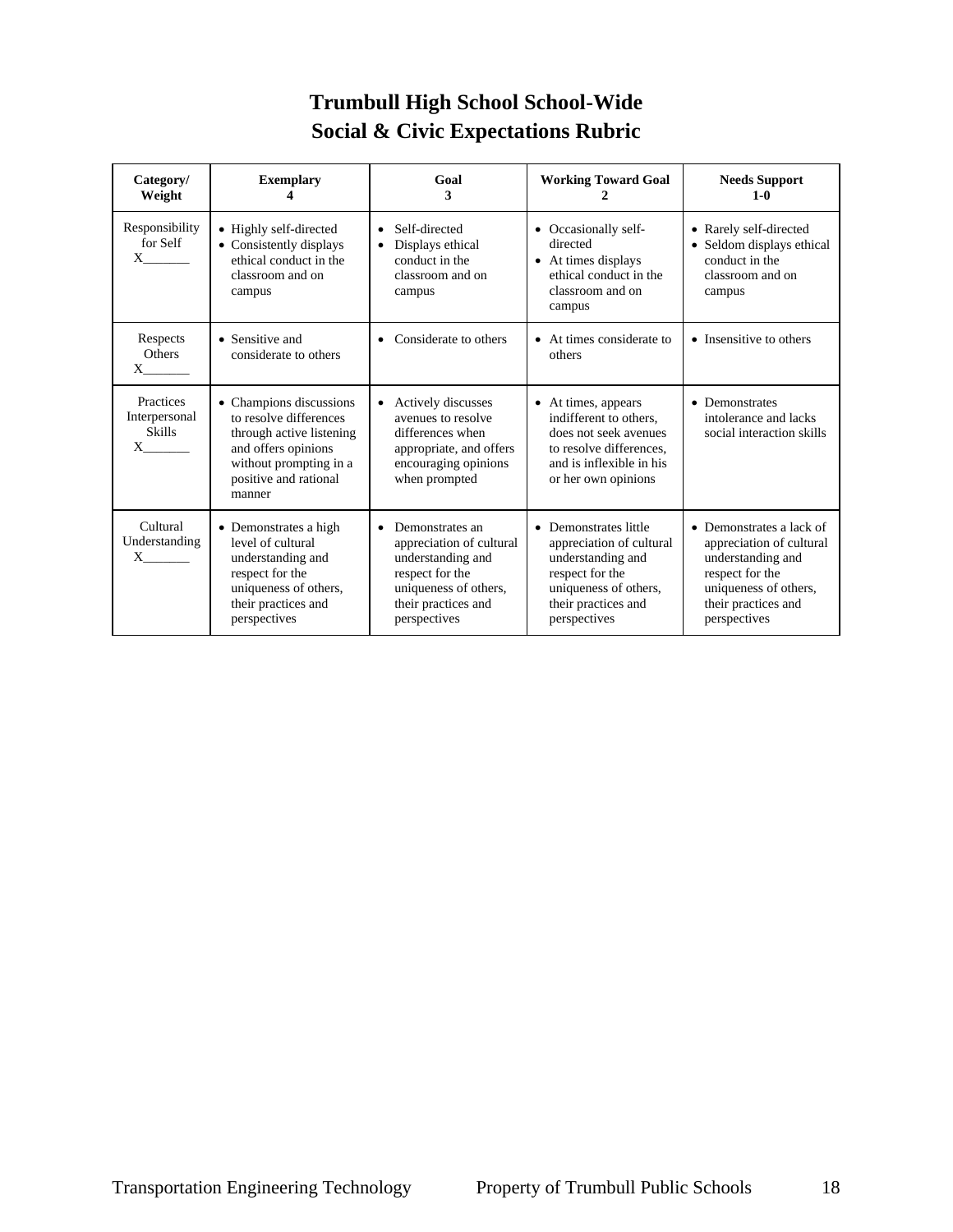# Trumbull High School School-Wide Social & Civic Expectations Rubric

| Category/ Weight | Exemplary 4 | Goal 3 | Working Toward Goal 2 | Needs Support 1-0 |
|---|---|---|---|---|
| Responsibility for Self X_______ | • Highly self-directed<br>• Consistently displays ethical conduct in the classroom and on campus | • Self-directed<br>• Displays ethical conduct in the classroom and on campus | • Occasionally self-directed<br>• At times displays ethical conduct in the classroom and on campus | • Rarely self-directed<br>• Seldom displays ethical conduct in the classroom and on campus |
| Respects Others X_______ | • Sensitive and considerate to others | • Considerate to others | • At times considerate to others | • Insensitive to others |
| Practices Interpersonal Skills X_______ | • Champions discussions to resolve differences through active listening and offers opinions without prompting in a positive and rational manner | • Actively discusses avenues to resolve differences when appropriate, and offers encouraging opinions when prompted | • At times, appears indifferent to others, does not seek avenues to resolve differences, and is inflexible in his or her own opinions | • Demonstrates intolerance and lacks social interaction skills |
| Cultural Understanding X_______ | • Demonstrates a high level of cultural understanding and respect for the uniqueness of others, their practices and perspectives | • Demonstrates an appreciation of cultural understanding and respect for the uniqueness of others, their practices and perspectives | • Demonstrates little appreciation of cultural understanding and respect for the uniqueness of others, their practices and perspectives | • Demonstrates a lack of appreciation of cultural understanding and respect for the uniqueness of others, their practices and perspectives |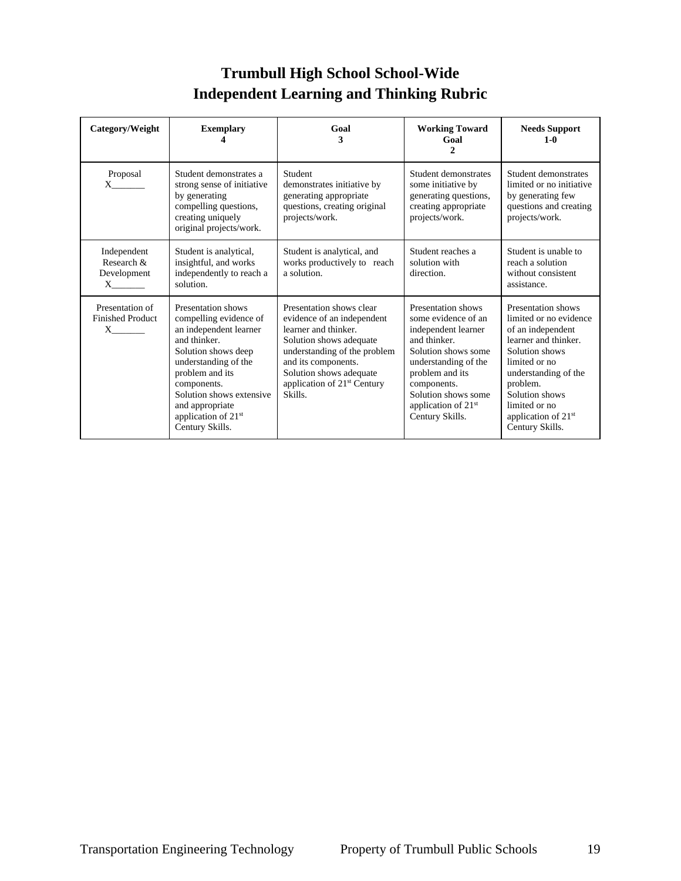# Trumbull High School School-Wide Independent Learning and Thinking Rubric

| Category/Weight | Exemplary 4 | Goal 3 | Working Toward Goal 2 | Needs Support 1-0 |
|---|---|---|---|---|
| Proposal X_______ | Student demonstrates a strong sense of initiative by generating compelling questions, creating uniquely original projects/work. | Student demonstrates initiative by generating appropriate questions, creating original projects/work. | Student demonstrates some initiative by generating questions, creating appropriate projects/work. | Student demonstrates limited or no initiative by generating few questions and creating projects/work. |
| Independent Research & Development X_______ | Student is analytical, insightful, and works independently to reach a solution. | Student is analytical, and works productively to reach a solution. | Student reaches a solution with direction. | Student is unable to reach a solution without consistent assistance. |
| Presentation of Finished Product X_______ | Presentation shows compelling evidence of an independent learner and thinker. Solution shows deep understanding of the problem and its components. Solution shows extensive and appropriate application of 21st Century Skills. | Presentation shows clear evidence of an independent learner and thinker. Solution shows adequate understanding of the problem and its components. Solution shows adequate application of 21st Century Skills. | Presentation shows some evidence of an independent learner and thinker. Solution shows some understanding of the problem and its components. Solution shows some application of 21st Century Skills. | Presentation shows limited or no evidence of an independent learner and thinker. Solution shows limited or no understanding of the problem. Solution shows limited or no application of 21st Century Skills. |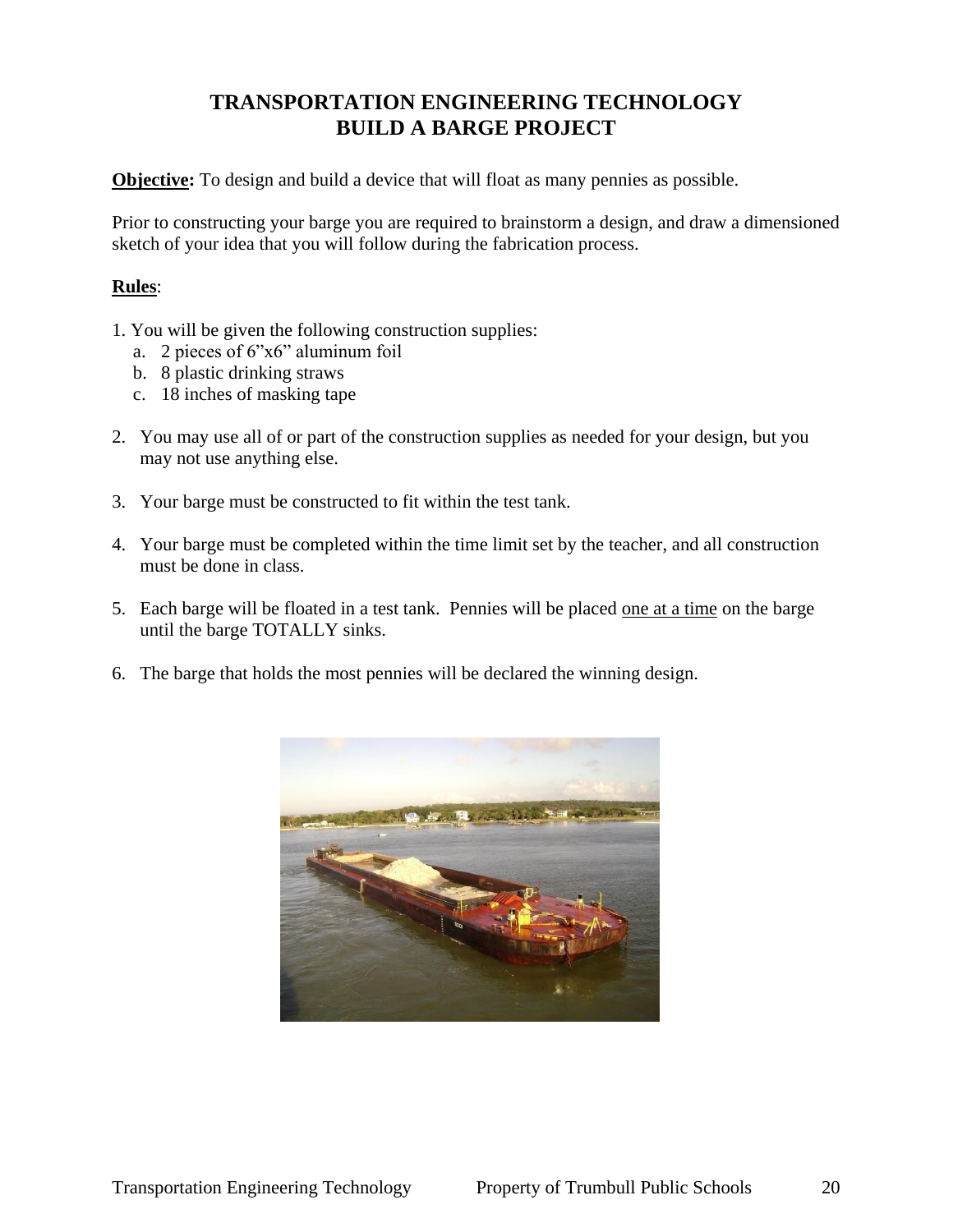# TRANSPORTATION ENGINEERING TECHNOLOGY
# BUILD A BARGE PROJECT

**<u>Objective</u>:** To design and build a device that will float as many pennies as possible.

Prior to constructing your barge you are required to brainstorm a design, and draw a dimensioned sketch of your idea that you will follow during the fabrication process.

**<u>Rules</u>**:

1. You will be given the following construction supplies:
   a. 2 pieces of 6”x6” aluminum foil
   b. 8 plastic drinking straws
   c. 18 inches of masking tape

2. You may use all of or part of the construction supplies as needed for your design, but you may not use anything else.

3. Your barge must be constructed to fit within the test tank.

4. Your barge must be completed within the time limit set by the teacher, and all construction must be done in class.

5. Each barge will be floated in a test tank. Pennies will be placed <u>one at a time</u> on the barge until the barge TOTALLY sinks.

6. The barge that holds the most pennies will be declared the winning design.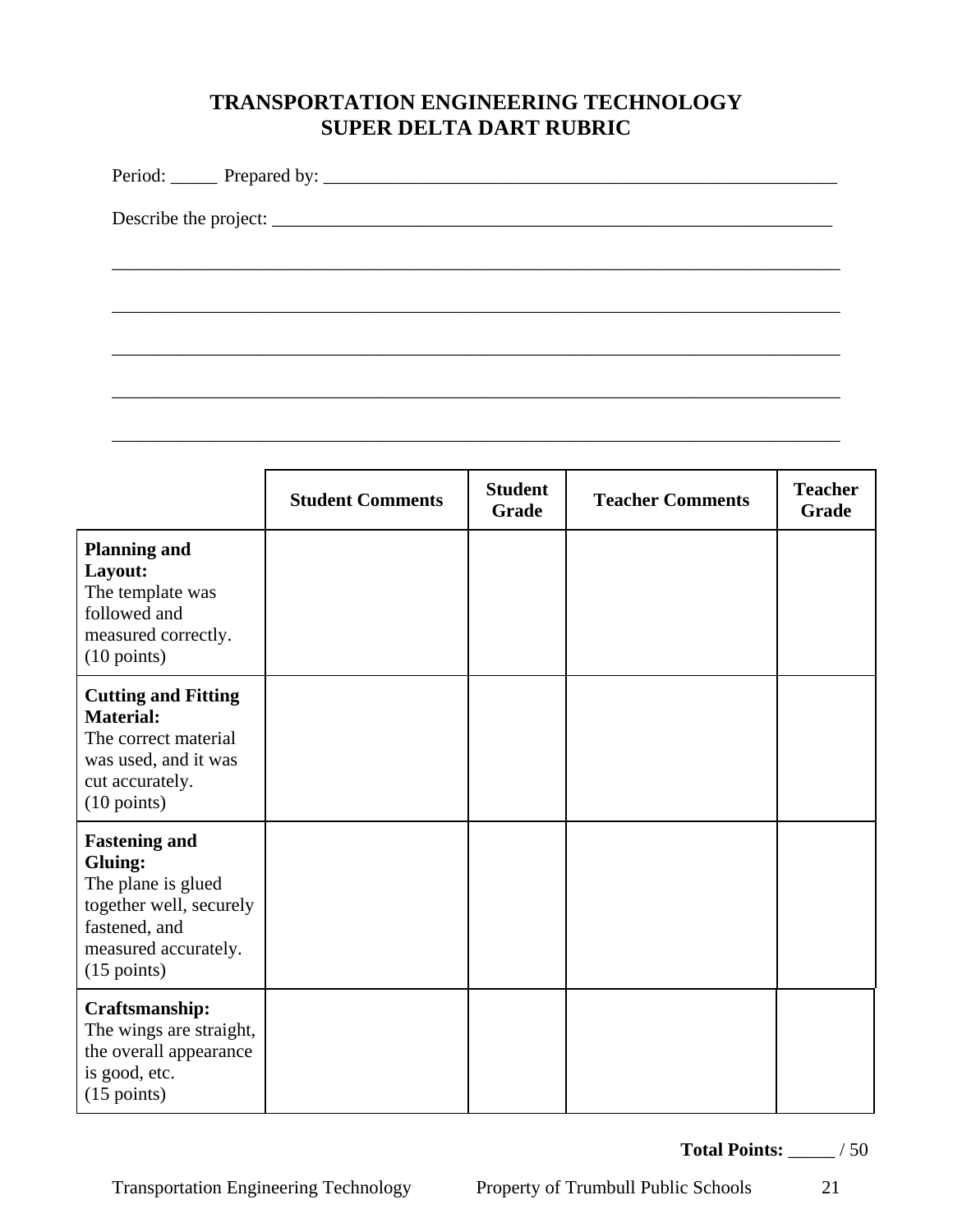# TRANSPORTATION ENGINEERING TECHNOLOGY
# SUPER DELTA DART RUBRIC

Period: _____ Prepared by: ________________________________________________________

Describe the project: ______________________________________________________________

_______________________________________________________________________________

_______________________________________________________________________________

_______________________________________________________________________________

_______________________________________________________________________________

_______________________________________________________________________________

| | Student Comments | Student Grade | Teacher Comments | Teacher Grade |
|---|---|---|---|---|
| **Planning and Layout:** The template was followed and measured correctly. (10 points) | | | | |
| **Cutting and Fitting Material:** The correct material was used, and it was cut accurately. (10 points) | | | | |
| **Fastening and Gluing:** The plane is glued together well, securely fastened, and measured accurately. (15 points) | | | | |
| **Craftsmanship:** The wings are straight, the overall appearance is good, etc. (15 points) | | | | |

**Total Points:** _____ / 50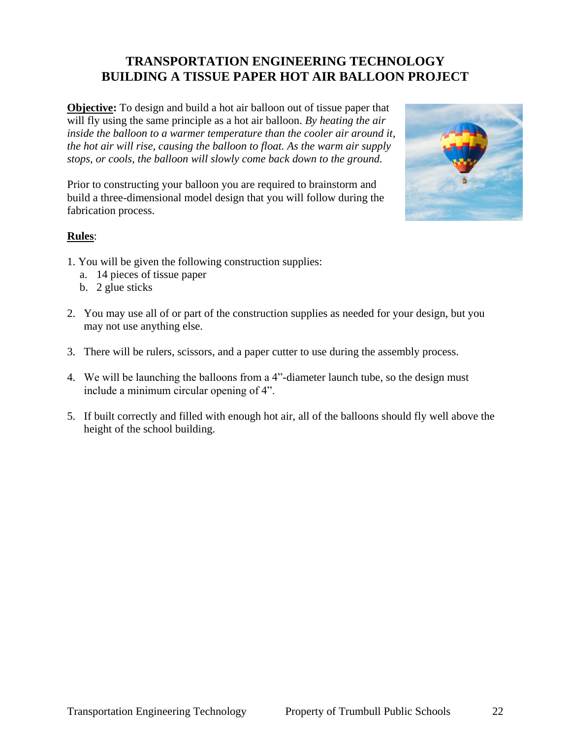# TRANSPORTATION ENGINEERING TECHNOLOGY
# BUILDING A TISSUE PAPER HOT AIR BALLOON PROJECT

**Objective:** To design and build a hot air balloon out of tissue paper that will fly using the same principle as a hot air balloon. *By heating the air inside the balloon to a warmer temperature than the cooler air around it, the hot air will rise, causing the balloon to float. As the warm air supply stops, or cools, the balloon will slowly come back down to the ground.*

Prior to constructing your balloon you are required to brainstorm and build a three-dimensional model design that you will follow during the fabrication process.

**Rules**:

1. You will be given the following construction supplies:
   a. 14 pieces of tissue paper
   b. 2 glue sticks

2. You may use all of or part of the construction supplies as needed for your design, but you may not use anything else.

3. There will be rulers, scissors, and a paper cutter to use during the assembly process.

4. We will be launching the balloons from a 4"-diameter launch tube, so the design must include a minimum circular opening of 4".

5. If built correctly and filled with enough hot air, all of the balloons should fly well above the height of the school building.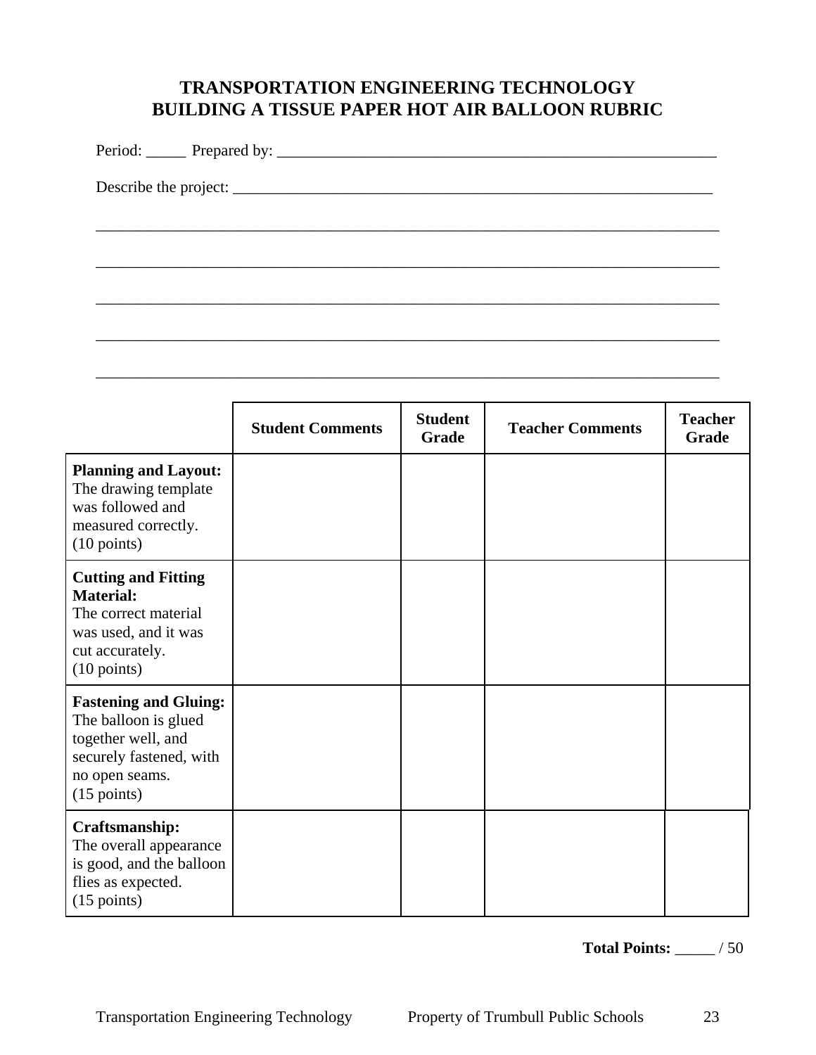# TRANSPORTATION ENGINEERING TECHNOLOGY
# BUILDING A TISSUE PAPER HOT AIR BALLOON RUBRIC

Period: _____ Prepared by: ________________________________________________________

Describe the project: ___________________________________________________________

_______________________________________________________________________________

_______________________________________________________________________________

_______________________________________________________________________________

_______________________________________________________________________________

_______________________________________________________________________________

| | **Student Comments** | **Student Grade** | **Teacher Comments** | **Teacher Grade** |
|---|---|---|---|---|
| **Planning and Layout:** The drawing template was followed and measured correctly. (10 points) | | | | |
| **Cutting and Fitting Material:** The correct material was used, and it was cut accurately. (10 points) | | | | |
| **Fastening and Gluing:** The balloon is glued together well, and securely fastened, with no open seams. (15 points) | | | | |
| **Craftsmanship:** The overall appearance is good, and the balloon flies as expected. (15 points) | | | | |

**Total Points:** _____ / 50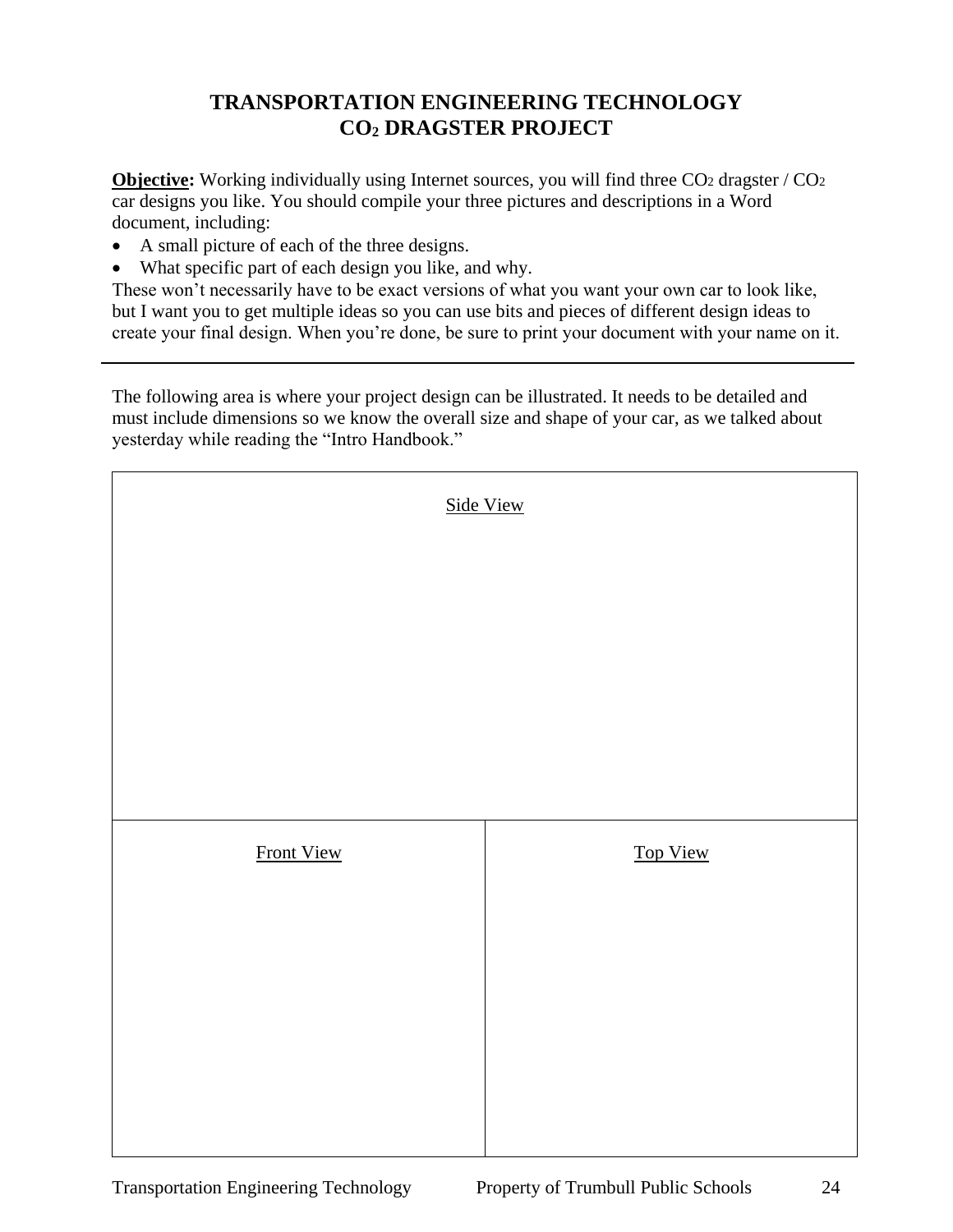# TRANSPORTATION ENGINEERING TECHNOLOGY
# $CO_2$ DRAGSTER PROJECT

**Objective:** Working individually using Internet sources, you will find three $CO_2$ dragster / $CO_2$ car designs you like. You should compile your three pictures and descriptions in a Word document, including:

- A small picture of each of the three designs.
- What specific part of each design you like, and why.

These won't necessarily have to be exact versions of what you want your own car to look like, but I want you to get multiple ideas so you can use bits and pieces of different design ideas to create your final design. When you're done, be sure to print your document with your name on it.

---

The following area is where your project design can be illustrated. It needs to be detailed and must include dimensions so we know the overall size and shape of your car, as we talked about yesterday while reading the "Intro Handbook."

| Side View | |
|---|---|
| Front View | Top View |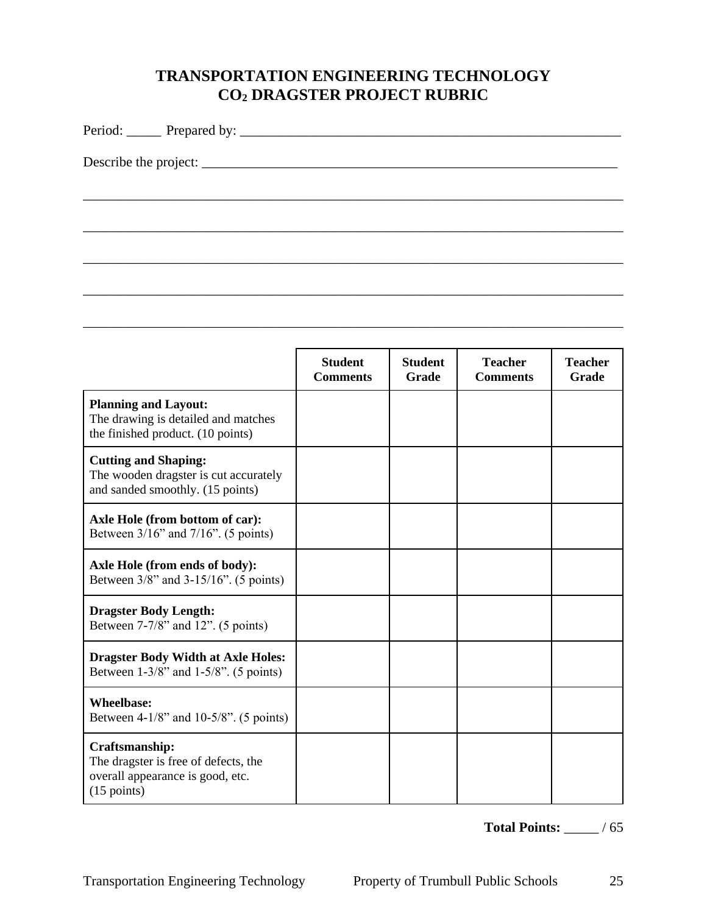# TRANSPORTATION ENGINEERING TECHNOLOGY
# $CO_2$ DRAGSTER PROJECT RUBRIC

Period: _____ Prepared by: ________________________________________________________

Describe the project: _____________________________________________________________

_______________________________________________________________________________

_______________________________________________________________________________

_______________________________________________________________________________

_______________________________________________________________________________

_______________________________________________________________________________

| | Student Comments | Student Grade | Teacher Comments | Teacher Grade |
|---|---|---|---|---|
| **Planning and Layout:** The drawing is detailed and matches the finished product. (10 points) | | | | |
| **Cutting and Shaping:** The wooden dragster is cut accurately and sanded smoothly. (15 points) | | | | |
| **Axle Hole (from bottom of car):** Between 3/16" and 7/16". (5 points) | | | | |
| **Axle Hole (from ends of body):** Between 3/8" and 3-15/16". (5 points) | | | | |
| **Dragster Body Length:** Between 7-7/8" and 12". (5 points) | | | | |
| **Dragster Body Width at Axle Holes:** Between 1-3/8" and 1-5/8". (5 points) | | | | |
| **Wheelbase:** Between 4-1/8" and 10-5/8". (5 points) | | | | |
| **Craftsmanship:** The dragster is free of defects, the overall appearance is good, etc. (15 points) | | | | |

**Total Points:** _____ / 65